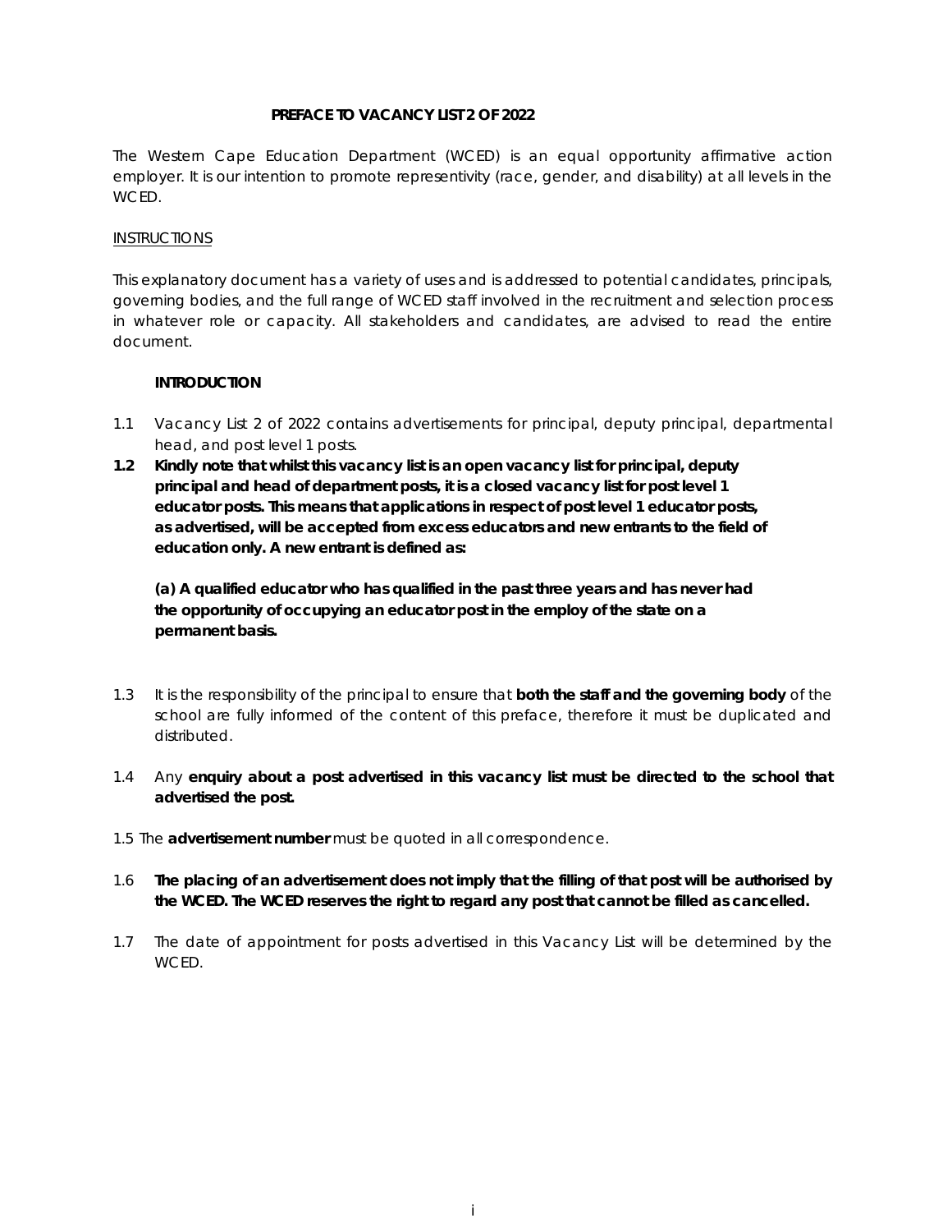# PREFACE TO VACANCY LIST 2 OF 2022

The Western Cape Education Department (WCED) is an equal opportunity affirmative action employer. It is our intention to promote representivity (race, gender, and disability) at all levels in the WCED.

INSTRUCTIONS

This explanatory document has a variety of uses and is addressed to potential candidates, principals, governing bodies, and the full range of WCED staff involved in the recruitment and selection process in whatever role or capacity. All stakeholders and candidates, are advised to read the entire document.

## INTRODUCTION

1.1 Vacancy List 2 of 2022 contains advertisements for principal, deputy principal, departmental head, and post level 1 posts.

**1.2 Kindly note that whilst this vacancy list is an open vacancy list for principal, deputy principal and head of department posts, it is a closed vacancy list for post level 1 educator posts. This means that applications in respect of post level 1 educator posts, as advertised, will be accepted from excess educators and new entrants to the field of education only. A new entrant is defined as:**

**(a) A qualified educator who has qualified in the past three years and has never had the opportunity of occupying an educator post in the employ of the state on a permanent basis.**

1.3 It is the responsibility of the principal to ensure that **both the staff and the governing body** of the school are fully informed of the content of this preface, therefore it must be duplicated and distributed.

1.4 Any **enquiry about a post advertised in this vacancy list must be directed to the school that advertised the post.**

1.5 The **advertisement number** must be quoted in all correspondence.

1.6 **The placing of an advertisement does not imply that the filling of that post will be authorised by the WCED. The WCED reserves the right to regard any post that cannot be filled as cancelled.**

1.7 The date of appointment for posts advertised in this Vacancy List will be determined by the WCED.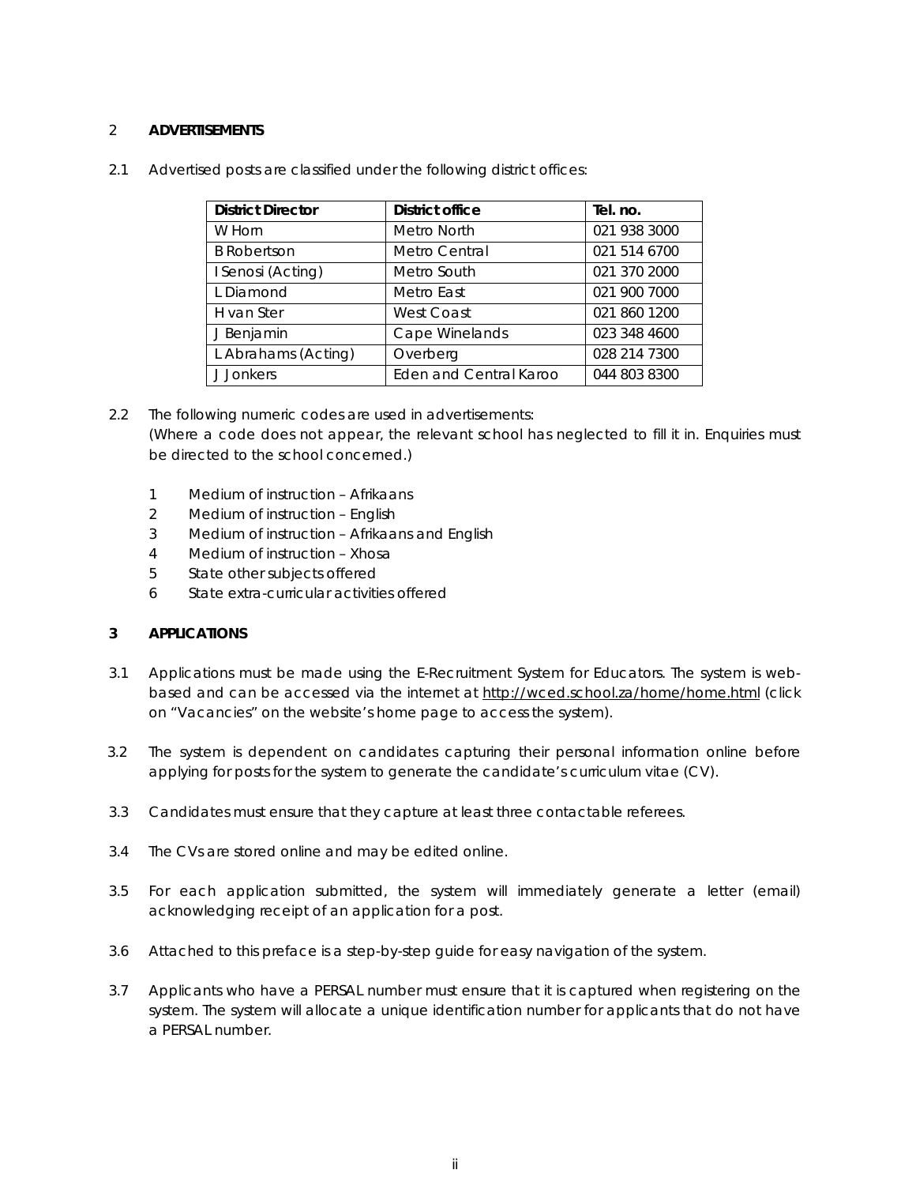## 2 ADVERTISEMENTS

2.1 Advertised posts are classified under the following district offices:

| District Director | District office | Tel. no. |
|---|---|---|
| W Horn | Metro North | 021 938 3000 |
| B Robertson | Metro Central | 021 514 6700 |
| I Senosi (Acting) | Metro South | 021 370 2000 |
| L Diamond | Metro East | 021 900 7000 |
| H van Ster | West Coast | 021 860 1200 |
| J Benjamin | Cape Winelands | 023 348 4600 |
| L Abrahams (Acting) | Overberg | 028 214 7300 |
| J Jonkers | Eden and Central Karoo | 044 803 8300 |

2.2 The following numeric codes are used in advertisements:
(Where a code does not appear, the relevant school has neglected to fill it in. Enquiries must be directed to the school concerned.)

1 Medium of instruction – Afrikaans
2 Medium of instruction – English
3 Medium of instruction – Afrikaans and English
4 Medium of instruction – Xhosa
5 State other subjects offered
6 State extra-curricular activities offered

## 3 APPLICATIONS

3.1 Applications must be made using the E-Recruitment System for Educators. The system is web-based and can be accessed via the internet at http://wced.school.za/home/home.html (click on "Vacancies" on the website's home page to access the system).

3.2 The system is dependent on candidates capturing their personal information online before applying for posts for the system to generate the candidate's curriculum vitae (CV).

3.3 Candidates must ensure that they capture at least three contactable referees.

3.4 The CVs are stored online and may be edited online.

3.5 For each application submitted, the system will immediately generate a letter (email) acknowledging receipt of an application for a post.

3.6 Attached to this preface is a step-by-step guide for easy navigation of the system.

3.7 Applicants who have a PERSAL number must ensure that it is captured when registering on the system. The system will allocate a unique identification number for applicants that do not have a PERSAL number.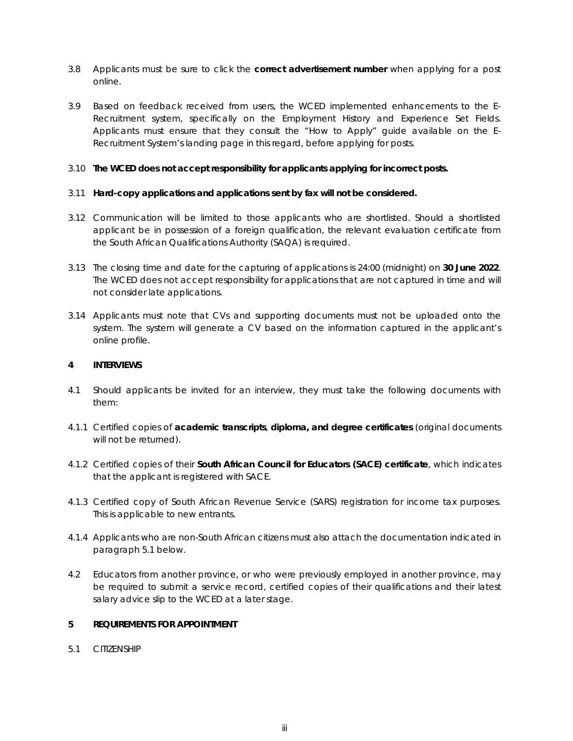3.8 Applicants must be sure to click the **correct advertisement number** when applying for a post online.

3.9 Based on feedback received from users, the WCED implemented enhancements to the E-Recruitment system, specifically on the Employment History and Experience Set Fields. Applicants must ensure that they consult the "How to Apply" guide available on the E-Recruitment System's landing page in this regard, before applying for posts.

3.10 **The WCED does not accept responsibility for applicants applying for incorrect posts.**

3.11 **Hard-copy applications and applications sent by fax will not be considered.**

3.12 Communication will be limited to those applicants who are shortlisted. Should a shortlisted applicant be in possession of a foreign qualification, the relevant evaluation certificate from the South African Qualifications Authority (SAQA) is required.

3.13 The closing time and date for the capturing of applications is 24:00 (midnight) on **30 June 2022**. The WCED does not accept responsibility for applications that are not captured in time and will not consider late applications.

3.14 Applicants must note that CVs and supporting documents must not be uploaded onto the system. The system will generate a CV based on the information captured in the applicant's online profile.

## 4 INTERVIEWS

4.1 Should applicants be invited for an interview, they must take the following documents with them:

4.1.1 Certified copies of **academic transcripts**, **diploma, and degree certificates** (original documents will not be returned).

4.1.2 Certified copies of their **South African Council for Educators (SACE) certificate**, which indicates that the applicant is registered with SACE.

4.1.3 Certified copy of South African Revenue Service (SARS) registration for income tax purposes. This is applicable to new entrants.

4.1.4 Applicants who are non-South African citizens must also attach the documentation indicated in paragraph 5.1 below.

4.2 Educators from another province, or who were previously employed in another province, may be required to submit a service record, certified copies of their qualifications and their latest salary advice slip to the WCED at a later stage.

## 5 REQUIREMENTS FOR APPOINTMENT

5.1 CITIZENSHIP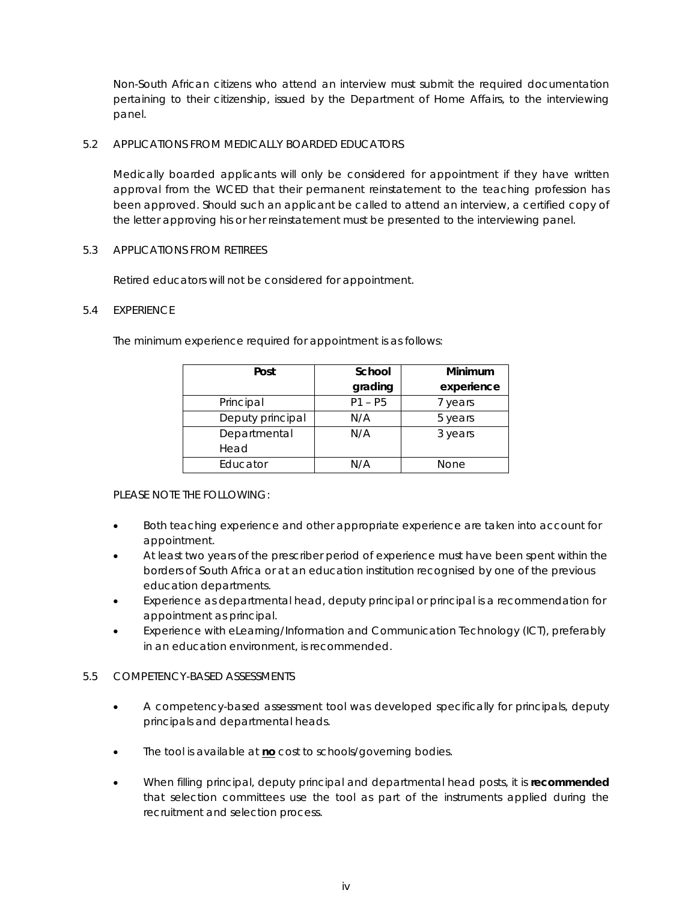Non-South African citizens who attend an interview must submit the required documentation pertaining to their citizenship, issued by the Department of Home Affairs, to the interviewing panel.

5.2 APPLICATIONS FROM MEDICALLY BOARDED EDUCATORS

Medically boarded applicants will only be considered for appointment if they have written approval from the WCED that their permanent reinstatement to the teaching profession has been approved. Should such an applicant be called to attend an interview, a certified copy of the letter approving his or her reinstatement must be presented to the interviewing panel.

5.3 APPLICATIONS FROM RETIREES

Retired educators will not be considered for appointment.

5.4 EXPERIENCE

The minimum experience required for appointment is as follows:

| Post | School grading | Minimum experience |
|---|---|---|
| Principal | P1 – P5 | 7 years |
| Deputy principal | N/A | 5 years |
| Departmental Head | N/A | 3 years |
| Educator | N/A | None |

PLEASE NOTE THE FOLLOWING:

- Both teaching experience and other appropriate experience are taken into account for appointment.
- At least two years of the prescriber period of experience must have been spent within the borders of South Africa or at an education institution recognised by one of the previous education departments.
- Experience as departmental head, deputy principal or principal is a recommendation for appointment as principal.
- Experience with eLearning/Information and Communication Technology (ICT), preferably in an education environment, is recommended.

5.5 COMPETENCY-BASED ASSESSMENTS

- A competency-based assessment tool was developed specifically for principals, deputy principals and departmental heads.
- The tool is available at **no** cost to schools/governing bodies.
- When filling principal, deputy principal and departmental head posts, it is **recommended** that selection committees use the tool as part of the instruments applied during the recruitment and selection process.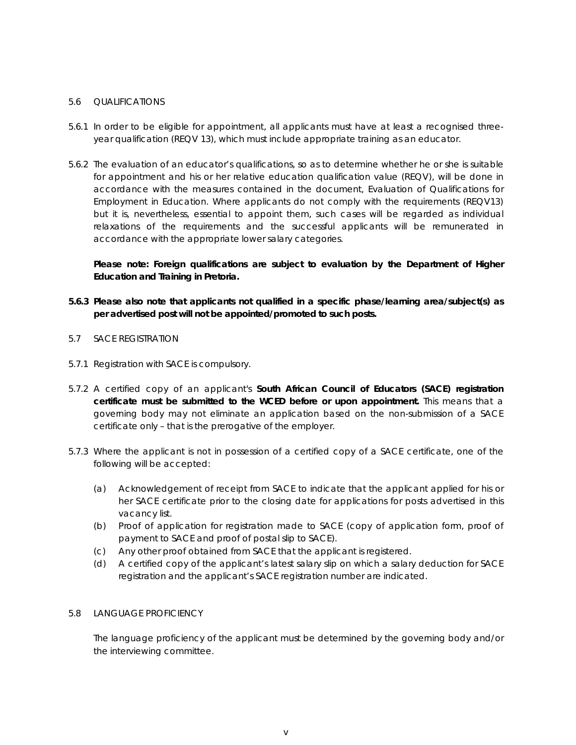5.6 QUALIFICATIONS

5.6.1 In order to be eligible for appointment, all applicants must have at least a recognised three-year qualification (REQV 13), which must include appropriate training as an educator.

5.6.2 The evaluation of an educator's qualifications, so as to determine whether he or she is suitable for appointment and his or her relative education qualification value (REQV), will be done in accordance with the measures contained in the document, Evaluation of Qualifications for Employment in Education. Where applicants do not comply with the requirements (REQV13) but it is, nevertheless, essential to appoint them, such cases will be regarded as individual relaxations of the requirements and the successful applicants will be remunerated in accordance with the appropriate lower salary categories.

**Please note: Foreign qualifications are subject to evaluation by the Department of Higher Education and Training in Pretoria.**

**5.6.3 Please also note that applicants not qualified in a specific phase/learning area/subject(s) as per advertised post will not be appointed/promoted to such posts.**

5.7 SACE REGISTRATION

5.7.1 Registration with SACE is compulsory.

5.7.2 A certified copy of an applicant's **South African Council of Educators (SACE) registration certificate must be submitted to the WCED before or upon appointment.** This means that a governing body may not eliminate an application based on the non-submission of a SACE certificate only – that is the prerogative of the employer.

5.7.3 Where the applicant is not in possession of a certified copy of a SACE certificate, one of the following will be accepted:

(a) Acknowledgement of receipt from SACE to indicate that the applicant applied for his or her SACE certificate prior to the closing date for applications for posts advertised in this vacancy list.
(b) Proof of application for registration made to SACE (copy of application form, proof of payment to SACE and proof of postal slip to SACE).
(c) Any other proof obtained from SACE that the applicant is registered.
(d) A certified copy of the applicant's latest salary slip on which a salary deduction for SACE registration and the applicant's SACE registration number are indicated.

5.8 LANGUAGE PROFICIENCY

The language proficiency of the applicant must be determined by the governing body and/or the interviewing committee.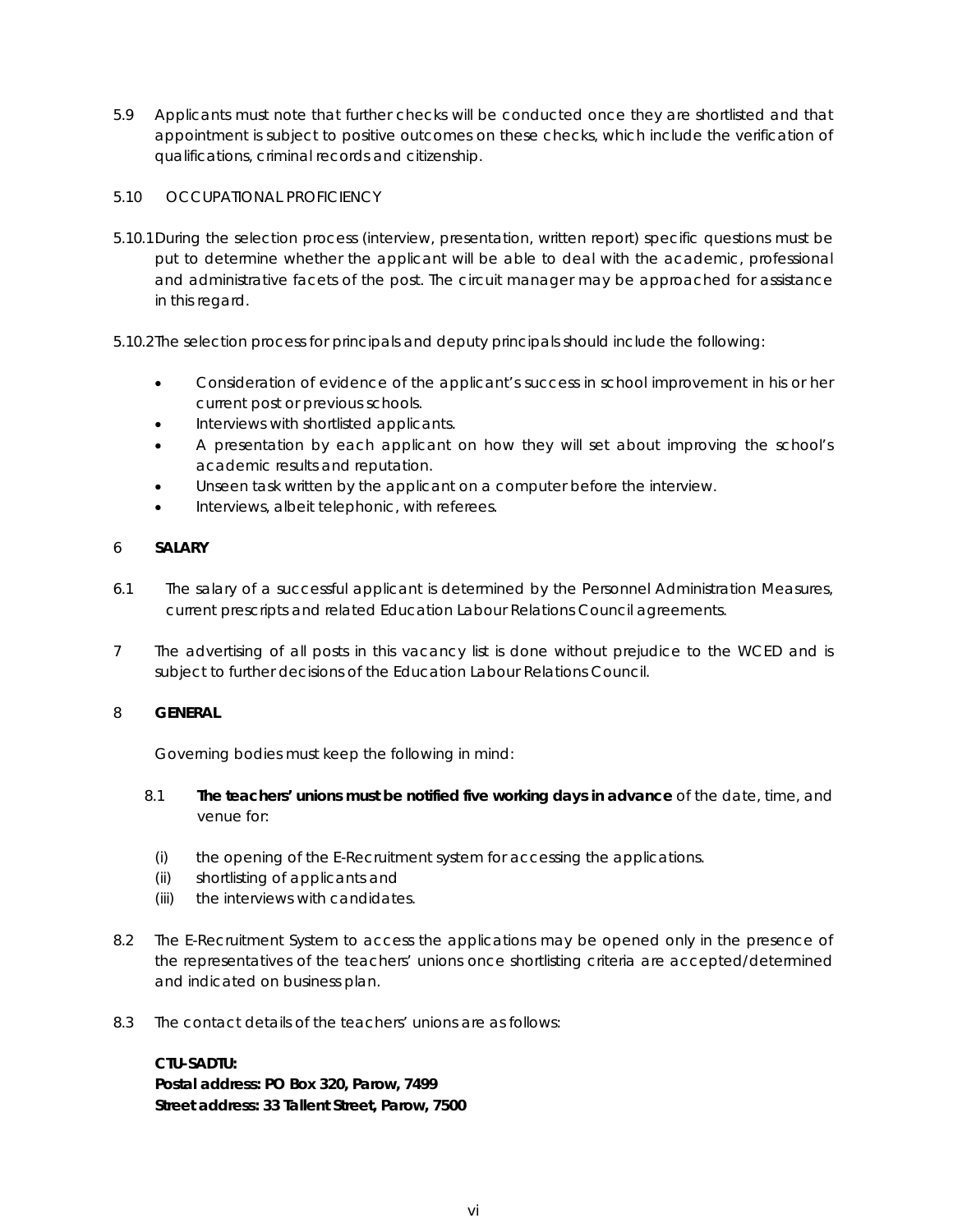5.9 Applicants must note that further checks will be conducted once they are shortlisted and that appointment is subject to positive outcomes on these checks, which include the verification of qualifications, criminal records and citizenship.

5.10 OCCUPATIONAL PROFICIENCY

5.10.1 During the selection process (interview, presentation, written report) specific questions must be put to determine whether the applicant will be able to deal with the academic, professional and administrative facets of the post. The circuit manager may be approached for assistance in this regard.

5.10.2 The selection process for principals and deputy principals should include the following:

- Consideration of evidence of the applicant's success in school improvement in his or her current post or previous schools.
- Interviews with shortlisted applicants.
- A presentation by each applicant on how they will set about improving the school's academic results and reputation.
- Unseen task written by the applicant on a computer before the interview.
- Interviews, albeit telephonic, with referees.

6 **SALARY**

6.1 The salary of a successful applicant is determined by the Personnel Administration Measures, current prescripts and related Education Labour Relations Council agreements.

7 The advertising of all posts in this vacancy list is done without prejudice to the WCED and is subject to further decisions of the Education Labour Relations Council.

8 **GENERAL**

Governing bodies must keep the following in mind:

8.1 **The teachers' unions must be notified five working days in advance** of the date, time, and venue for:

(i) the opening of the E-Recruitment system for accessing the applications.
(ii) shortlisting of applicants and
(iii) the interviews with candidates.

8.2 The E-Recruitment System to access the applications may be opened only in the presence of the representatives of the teachers' unions once shortlisting criteria are accepted/determined and indicated on business plan.

8.3 The contact details of the teachers' unions are as follows:

**CTU-SADTU:**
**Postal address: PO Box 320, Parow, 7499**
**Street address: 33 Tallent Street, Parow, 7500**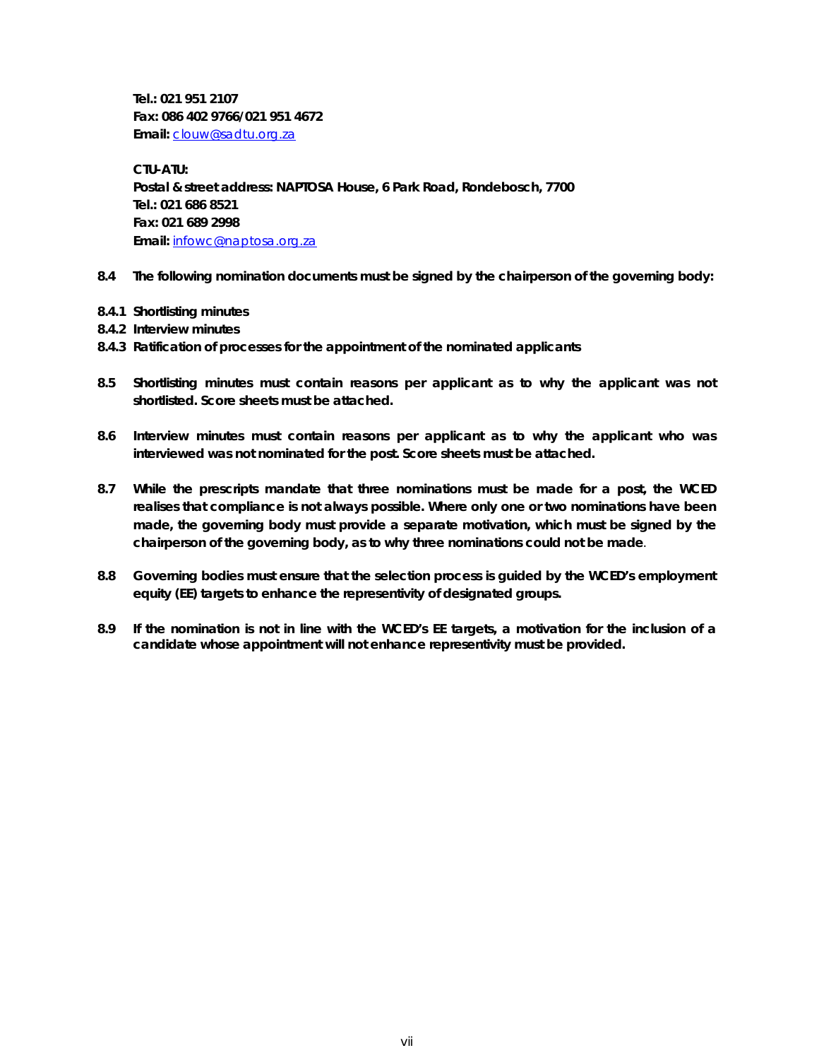**Tel.: 021 951 2107**
**Fax: 086 402 9766/021 951 4672**
**Email:** clouw@sadtu.org.za

**CTU-ATU:**
**Postal & street address: NAPTOSA House, 6 Park Road, Rondebosch, 7700**
**Tel.: 021 686 8521**
**Fax: 021 689 2998**
**Email:** infowc@naptosa.org.za

**8.4 The following nomination documents must be signed by the chairperson of the governing body:**

**8.4.1 Shortlisting minutes**
**8.4.2 Interview minutes**
**8.4.3 Ratification of processes for the appointment of the nominated applicants**

**8.5 Shortlisting minutes must contain reasons per applicant as to why the applicant was not shortlisted. Score sheets must be attached.**

**8.6 Interview minutes must contain reasons per applicant as to why the applicant who was interviewed was not nominated for the post. Score sheets must be attached.**

**8.7 While the prescripts mandate that three nominations must be made for a post, the WCED realises that compliance is not always possible. Where only one or two nominations have been made, the governing body must provide a separate motivation, which must be signed by the chairperson of the governing body, as to why three nominations could not be made**.

**8.8 Governing bodies must ensure that the selection process is guided by the WCED's employment equity (EE) targets to enhance the representivity of designated groups.**

**8.9 If the nomination is not in line with the WCED's EE targets, a motivation for the inclusion of a candidate whose appointment will not enhance representivity must be provided.**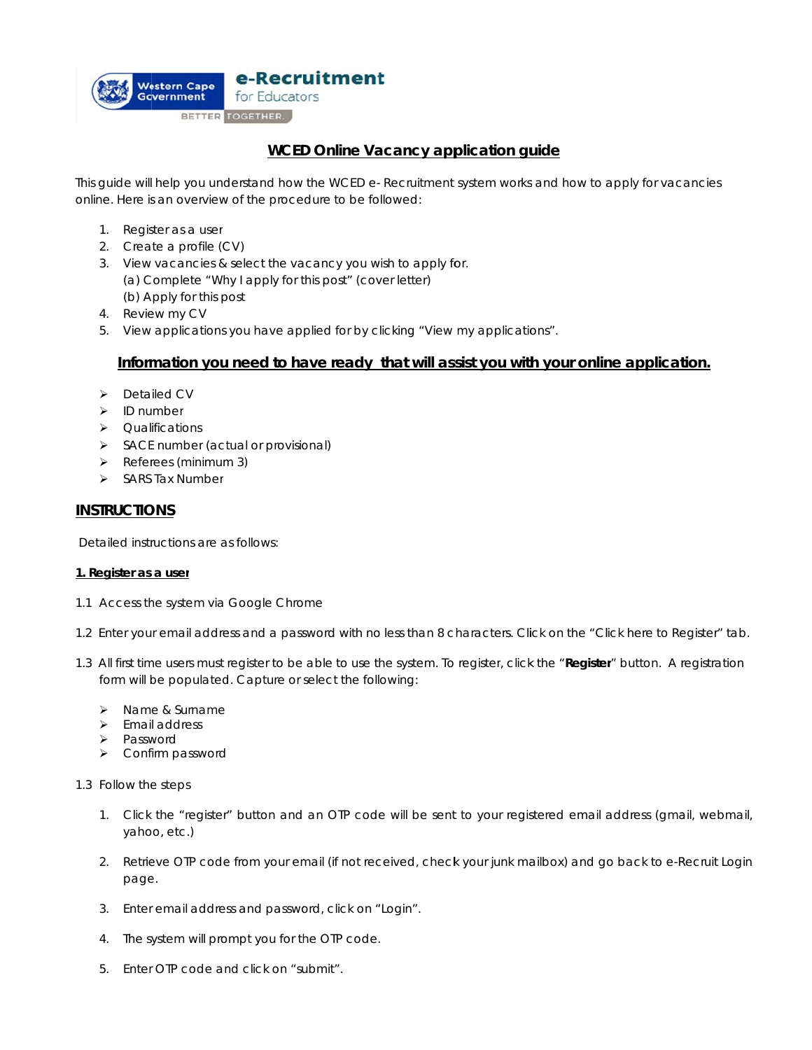Western Cape Government — e-Recruitment for Educators — BETTER TOGETHER.

## WCED Online Vacancy application guide

This guide will help you understand how the WCED e- Recruitment system works and how to apply for vacancies online. Here is an overview of the procedure to be followed:

1. Register as a user
2. Create a profile (CV)
3. View vacancies & select the vacancy you wish to apply for.
   (a) Complete "Why I apply for this post" (cover letter)
   (b) Apply for this post
4. Review my CV
5. View applications you have applied for by clicking "View my applications".

### Information you need to have ready that will assist you with your online application.

- Detailed CV
- ID number
- Qualifications
- SACE number (actual or provisional)
- Referees (minimum 3)
- SARS Tax Number

## INSTRUCTIONS

Detailed instructions are as follows:

**1. Register as a user**

1.1 Access the system via Google Chrome

1.2 Enter your email address and a password with no less than 8 characters. Click on the "Click here to Register" tab.

1.3 All first time users must register to be able to use the system. To register, click the "**Register**" button. A registration form will be populated. Capture or select the following:

- Name & Surname
- Email address
- Password
- Confirm password

1.3 Follow the steps

1. Click the "register" button and an OTP code will be sent to your registered email address (gmail, webmail, yahoo, etc.)

2. Retrieve OTP code from your email (if not received, check your junk mailbox) and go back to e-Recruit Login page.

3. Enter email address and password, click on "Login".

4. The system will prompt you for the OTP code.

5. Enter OTP code and click on "submit".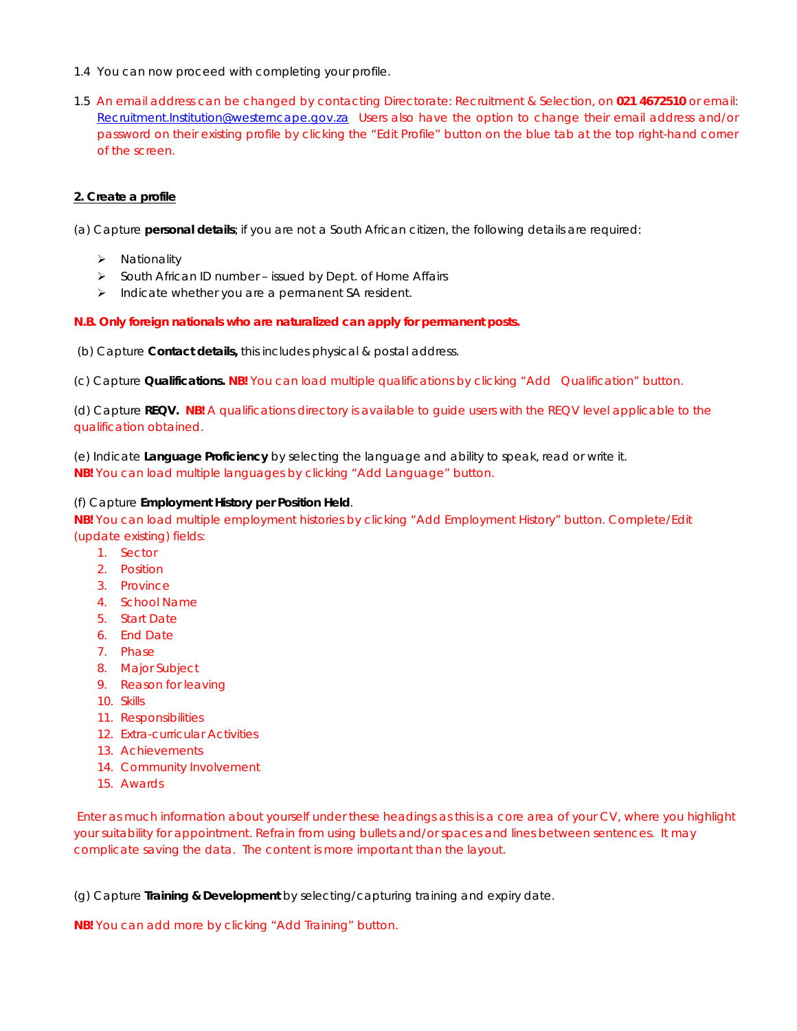1.4 You can now proceed with completing your profile.

1.5 An email address can be changed by contacting Directorate: Recruitment & Selection, on **021 4672510** or email: [Recruitment.Institution@westerncape.gov.za](mailto:Recruitment.Institution@westerncape.gov.za) Users also have the option to change their email address and/or password on their existing profile by clicking the "Edit Profile" button on the blue tab at the top right-hand corner of the screen.

**2. Create a profile**

(a) Capture **personal details**; if you are not a South African citizen, the following details are required:

- Nationality
- South African ID number – issued by Dept. of Home Affairs
- Indicate whether you are a permanent SA resident.

**N.B. Only foreign nationals who are naturalized can apply for permanent posts.**

(b) Capture **Contact details,** this includes physical & postal address.

(c) Capture **Qualifications.** **NB!** You can load multiple qualifications by clicking "Add Qualification" button.

(d) Capture **REQV.** **NB!** A qualifications directory is available to guide users with the REQV level applicable to the qualification obtained.

(e) Indicate **Language Proficiency** by selecting the language and ability to speak, read or write it.
**NB!** You can load multiple languages by clicking "Add Language" button.

(f) Capture **Employment History per Position Held**.
**NB!** You can load multiple employment histories by clicking "Add Employment History" button. Complete/Edit (update existing) fields:

1. Sector
2. Position
3. Province
4. School Name
5. Start Date
6. End Date
7. Phase
8. Major Subject
9. Reason for leaving
10. Skills
11. Responsibilities
12. Extra-curricular Activities
13. Achievements
14. Community Involvement
15. Awards

Enter as much information about yourself under these headings as this is a core area of your CV, where you highlight your suitability for appointment. Refrain from using bullets and/or spaces and lines between sentences. It may complicate saving the data. The content is more important than the layout.

(g) Capture **Training & Development** by selecting/capturing training and expiry date.

**NB!** You can add more by clicking "Add Training" button.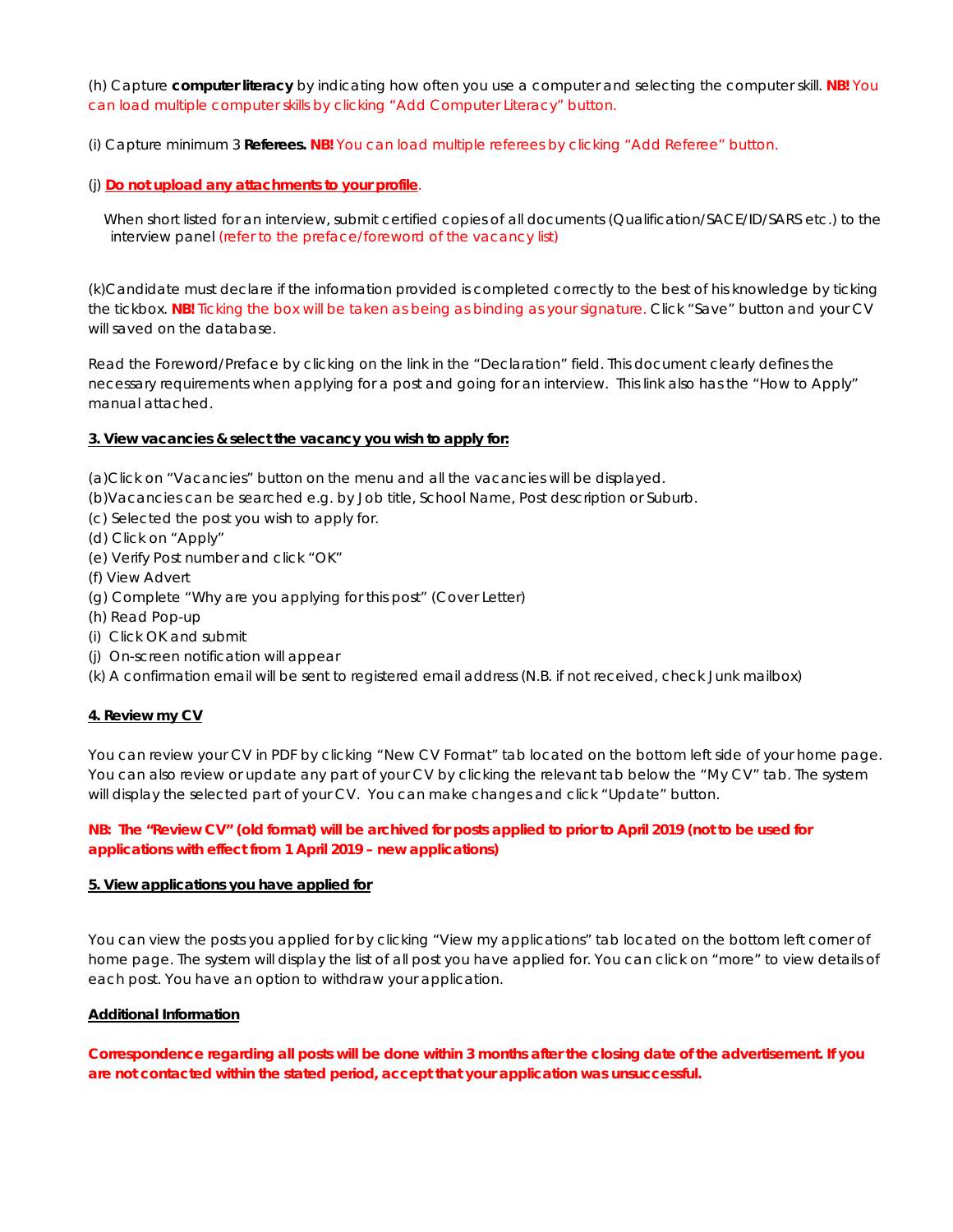(h) Capture **computer literacy** by indicating how often you use a computer and selecting the computer skill. **NB!** You can load multiple computer skills by clicking "Add Computer Literacy" button.

(i) Capture minimum 3 **Referees. NB!** You can load multiple referees by clicking "Add Referee" button.

(j) **Do not upload any attachments to your profile**.

When short listed for an interview, submit certified copies of all documents (Qualification/SACE/ID/SARS etc.) to the interview panel (refer to the preface/foreword of the vacancy list)

(k)Candidate must declare if the information provided is completed correctly to the best of his knowledge by ticking the tickbox. **NB!** Ticking the box will be taken as being as binding as your signature. Click "Save" button and your CV will saved on the database.

Read the Foreword/Preface by clicking on the link in the "Declaration" field. This document clearly defines the necessary requirements when applying for a post and going for an interview. This link also has the "How to Apply" manual attached.

**3. View vacancies & select the vacancy you wish to apply for:**

(a)Click on "Vacancies" button on the menu and all the vacancies will be displayed.
(b)Vacancies can be searched e.g. by Job title, School Name, Post description or Suburb.
(c) Selected the post you wish to apply for.
(d) Click on "Apply"
(e) Verify Post number and click "OK"
(f) View Advert
(g) Complete "Why are you applying for this post" (Cover Letter)
(h) Read Pop-up
(i) Click OK and submit
(j) On-screen notification will appear
(k) A confirmation email will be sent to registered email address (N.B. if not received, check Junk mailbox)

**4. Review my CV**

You can review your CV in PDF by clicking "New CV Format" tab located on the bottom left side of your home page. You can also review or update any part of your CV by clicking the relevant tab below the "My CV" tab. The system will display the selected part of your CV. You can make changes and click "Update" button.

**NB: The "Review CV" (old format) will be archived for posts applied to prior to April 2019 (not to be used for applications with effect from 1 April 2019 – new applications)**

**5. View applications you have applied for**

You can view the posts you applied for by clicking "View my applications" tab located on the bottom left corner of home page. The system will display the list of all post you have applied for. You can click on "more" to view details of each post. You have an option to withdraw your application.

**Additional Information**

**Correspondence regarding all posts will be done within 3 months after the closing date of the advertisement. If you are not contacted within the stated period, accept that your application was unsuccessful.**